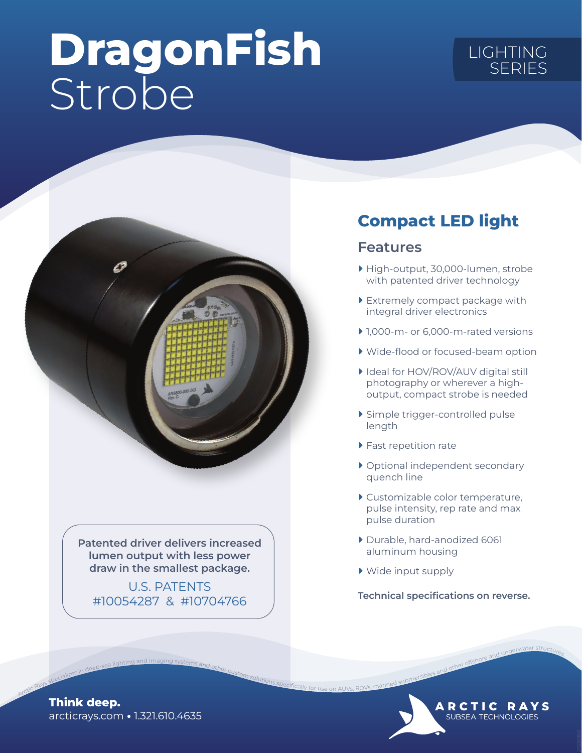# DragonFish Strobe

LIGHTING SERIES

## Compact LED light

### Features

- High-output, 30,000-lumen, strobe with patented driver technology
- Extremely compact package with integral driver electronics
- 1,000-m- or 6,000-m-rated versions
- Wide-flood or focused-beam option
- Ideal for HOV/ROV/AUV digital still photography or wherever a high-output, compact strobe is needed
- Simple trigger-controlled pulse length
- Fast repetition rate
- Optional independent secondary quench line
- Customizable color temperature, pulse intensity, rep rate and max pulse duration
- Durable, hard-anodized 6061 aluminum housing
- Wide input supply

**Technical specifications on reverse.**

**Patented driver delivers increased lumen output with less power draw in the smallest package.**

U.S. PATENTS #10054287 & #10704766

Arctic Rays specializes in deep-sea lighting and imaging systems and other custom solutions specifically for use on AUVs, ROVs, manned submersibles and other offshore and underwater structures

**Think deep.**
arcticrays.com • 1.321.610.4635

ARCTIC RAYS SUBSEA TECHNOLOGIES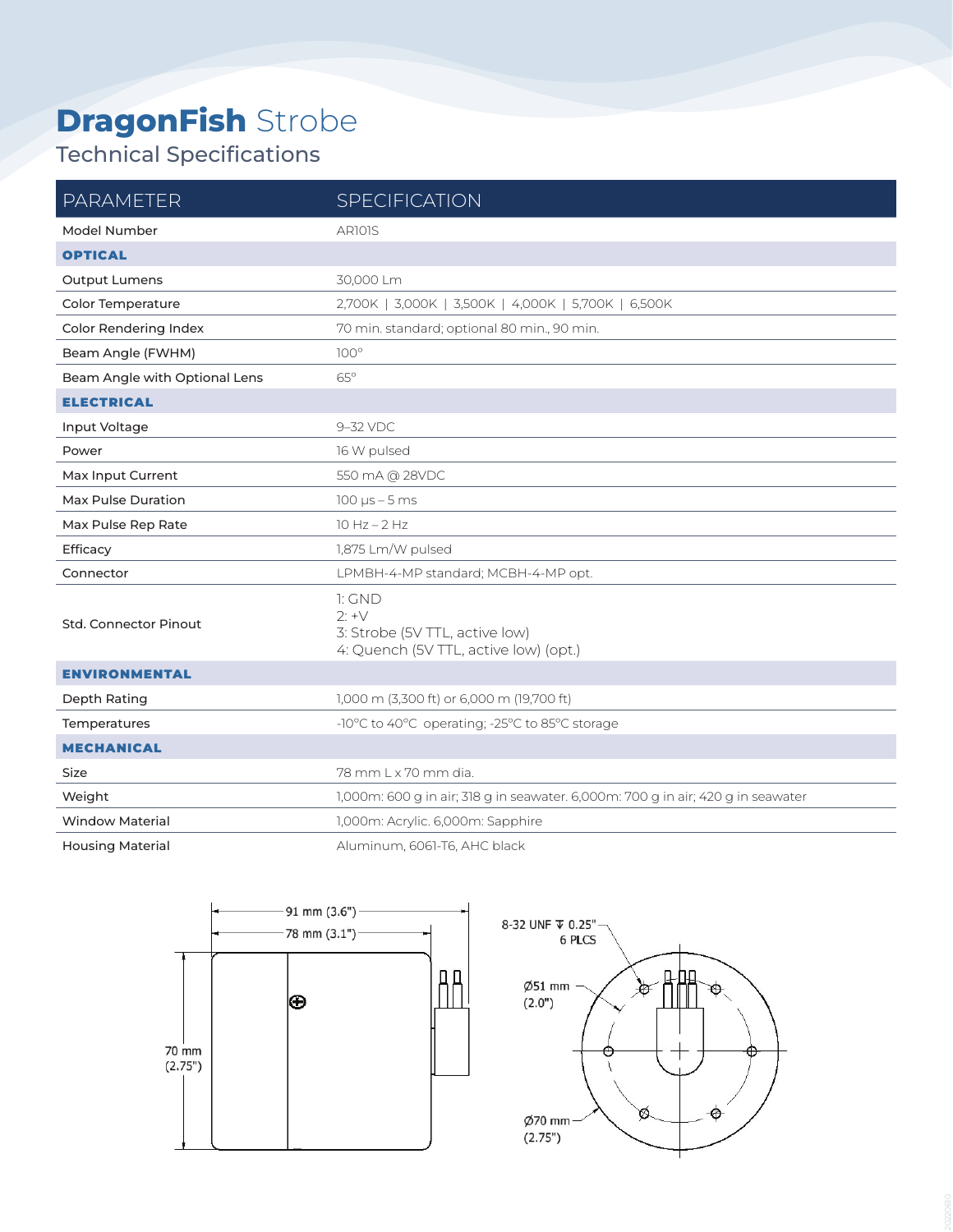# DragonFish Strobe

## Technical Specifications

| PARAMETER | SPECIFICATION |
|---|---|
| Model Number | AR101S |
| **OPTICAL** | |
| Output Lumens | 30,000 Lm |
| Color Temperature | 2,700K \| 3,000K \| 3,500K \| 4,000K \| 5,700K \| 6,500K |
| Color Rendering Index | 70 min. standard; optional 80 min., 90 min. |
| Beam Angle (FWHM) | 100° |
| Beam Angle with Optional Lens | 65° |
| **ELECTRICAL** | |
| Input Voltage | 9–32 VDC |
| Power | 16 W pulsed |
| Max Input Current | 550 mA @ 28VDC |
| Max Pulse Duration | 100 μs – 5 ms |
| Max Pulse Rep Rate | 10 Hz – 2 Hz |
| Efficacy | 1,875 Lm/W pulsed |
| Connector | LPMBH-4-MP standard; MCBH-4-MP opt. |
| Std. Connector Pinout | 1: GND<br>2: +V<br>3: Strobe (5V TTL, active low)<br>4: Quench (5V TTL, active low) (opt.) |
| **ENVIRONMENTAL** | |
| Depth Rating | 1,000 m (3,300 ft) or 6,000 m (19,700 ft) |
| Temperatures | -10°C to 40°C operating; -25°C to 85°C storage |
| **MECHANICAL** | |
| Size | 78 mm L x 70 mm dia. |
| Weight | 1,000m: 600 g in air; 318 g in seawater. 6,000m: 700 g in air; 420 g in seawater |
| Window Material | 1,000m: Acrylic. 6,000m: Sapphire |
| Housing Material | Aluminum, 6061-T6, AHC black |

91 mm (3.6")
78 mm (3.1")
70 mm (2.75")

8-32 UNF ⧩ 0.25"
6 PLCS
Ø51 mm (2.0")
Ø70 mm (2.75")